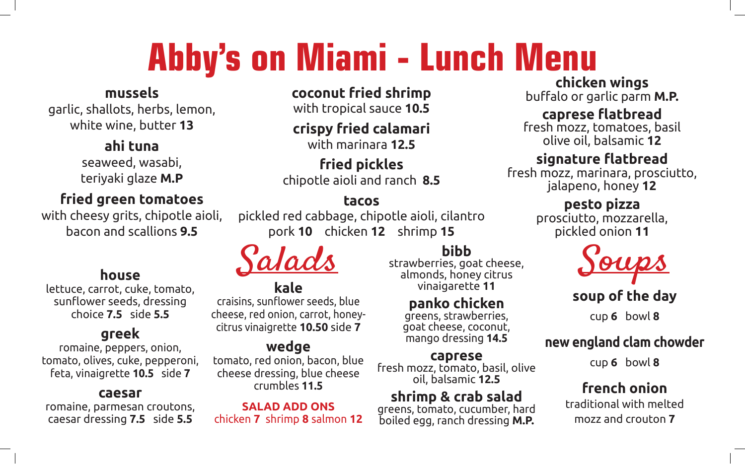# Abby's on Miami - Lunch Menu

**mussels**
garlic, shallots, herbs, lemon, white wine, butter **13**

**ahi tuna**
seaweed, wasabi, teriyaki glaze **M.P**

**fried green tomatoes**
with cheesy grits, chipotle aioli, bacon and scallions **9.5**

**coconut fried shrimp**
with tropical sauce **10.5**

**crispy fried calamari**
with marinara **12.5**

**fried pickles**
chipotle aioli and ranch **8.5**

**tacos**
pickled red cabbage, chipotle aioli, cilantro
pork **10** chicken **12** shrimp **15**

**chicken wings**
buffalo or garlic parm **M.P.**

**caprese flatbread**
fresh mozz, tomatoes, basil olive oil, balsamic **12**

**signature flatbread**
fresh mozz, marinara, prosciutto, jalapeno, honey **12**

**pesto pizza**
prosciutto, mozzarella, pickled onion **11**

## Salads

**house**
lettuce, carrot, cuke, tomato, sunflower seeds, dressing choice **7.5** side **5.5**

**greek**
romaine, peppers, onion, tomato, olives, cuke, pepperoni, feta, vinaigrette **10.5** side **7**

**caesar**
romaine, parmesan croutons, caesar dressing **7.5** side **5.5**

**kale**
craisins, sunflower seeds, blue cheese, red onion, carrot, honey-citrus vinaigrette **10.50** side **7**

**wedge**
tomato, red onion, bacon, blue cheese dressing, blue cheese crumbles **11.5**

**SALAD ADD ONS**
chicken **7** shrimp **8** salmon **12**

**bibb**
strawberries, goat cheese, almonds, honey citrus vinaigarette **11**

**panko chicken**
greens, strawberries, goat cheese, coconut, mango dressing **14.5**

**caprese**
fresh mozz, tomato, basil, olive oil, balsamic **12.5**

**shrimp & crab salad**
greens, tomato, cucumber, hard boiled egg, ranch dressing **M.P.**

## Soups

**soup of the day**
cup **6** bowl **8**

**new england clam chowder**
cup **6** bowl **8**

**french onion**
traditional with melted mozz and crouton **7**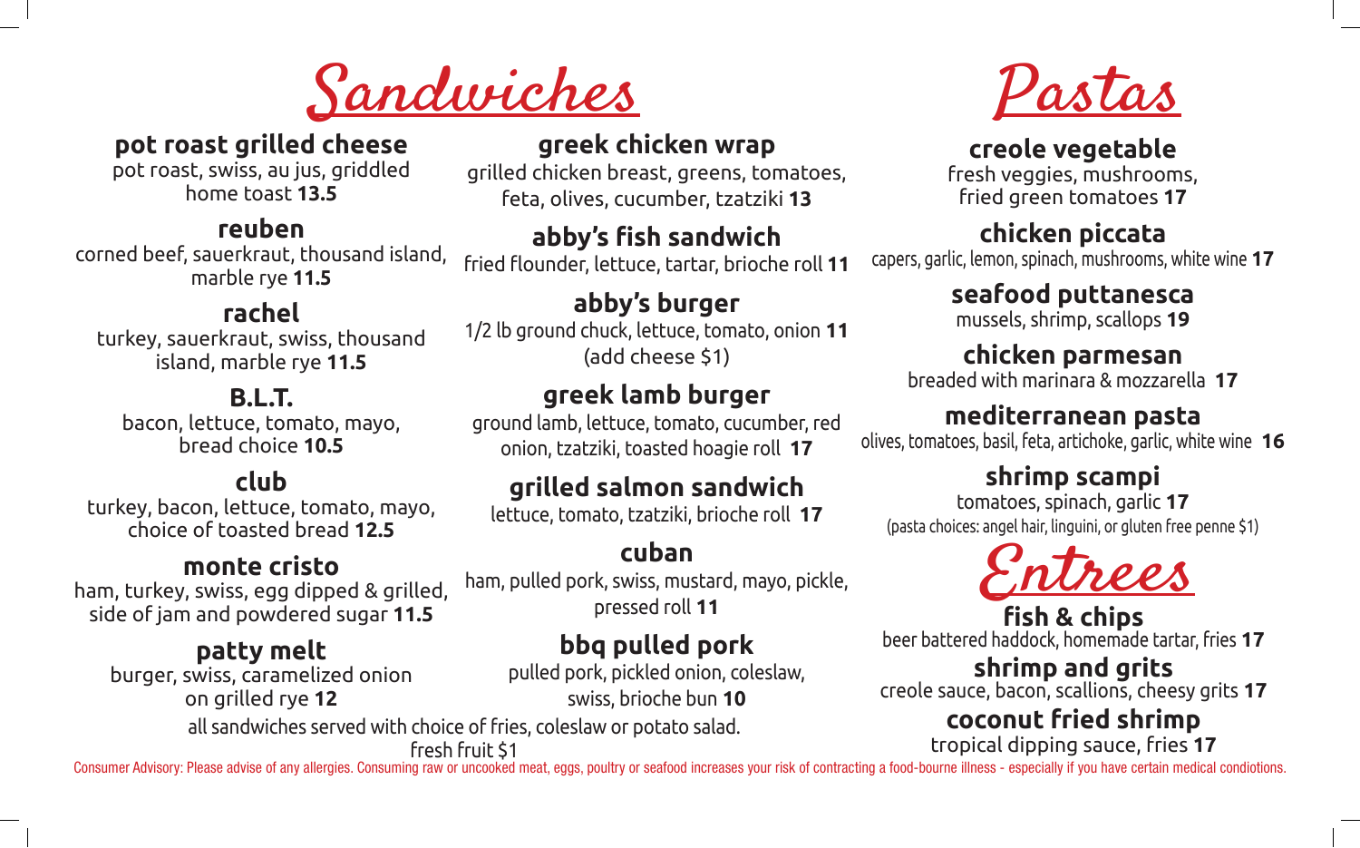# Sandwiches

### pot roast grilled cheese
pot roast, swiss, au jus, griddled home toast **13.5**

### reuben
corned beef, sauerkraut, thousand island, marble rye **11.5**

### rachel
turkey, sauerkraut, swiss, thousand island, marble rye **11.5**

### B.L.T.
bacon, lettuce, tomato, mayo, bread choice **10.5**

### club
turkey, bacon, lettuce, tomato, mayo, choice of toasted bread **12.5**

### monte cristo
ham, turkey, swiss, egg dipped & grilled, side of jam and powdered sugar **11.5**

### patty melt
burger, swiss, caramelized onion on grilled rye **12**

### greek chicken wrap
grilled chicken breast, greens, tomatoes, feta, olives, cucumber, tzatziki **13**

### abby's fish sandwich
fried flounder, lettuce, tartar, brioche roll **11**

### abby's burger
1/2 lb ground chuck, lettuce, tomato, onion **11**
(add cheese $1)

### greek lamb burger
ground lamb, lettuce, tomato, cucumber, red onion, tzatziki, toasted hoagie roll **17**

### grilled salmon sandwich
lettuce, tomato, tzatziki, brioche roll **17**

### cuban
ham, pulled pork, swiss, mustard, mayo, pickle, pressed roll **11**

### bbq pulled pork
pulled pork, pickled onion, coleslaw, swiss, brioche bun **10**

all sandwiches served with choice of fries, coleslaw or potato salad.
fresh fruit $1

# Pastas

### creole vegetable
fresh veggies, mushrooms, fried green tomatoes **17**

### chicken piccata
capers, garlic, lemon, spinach, mushrooms, white wine **17**

### seafood puttanesca
mussels, shrimp, scallops **19**

### chicken parmesan
breaded with marinara & mozzarella **17**

### mediterranean pasta
olives, tomatoes, basil, feta, artichoke, garlic, white wine **16**

### shrimp scampi
tomatoes, spinach, garlic **17**

(pasta choices: angel hair, linguini, or gluten free penne $1)

# Entrees

### fish & chips
beer battered haddock, homemade tartar, fries **17**

### shrimp and grits
creole sauce, bacon, scallions, cheesy grits **17**

### coconut fried shrimp
tropical dipping sauce, fries **17**

Consumer Advisory: Please advise of any allergies. Consuming raw or uncooked meat, eggs, poultry or seafood increases your risk of contracting a food-bourne illness - especially if you have certain medical condiotions.